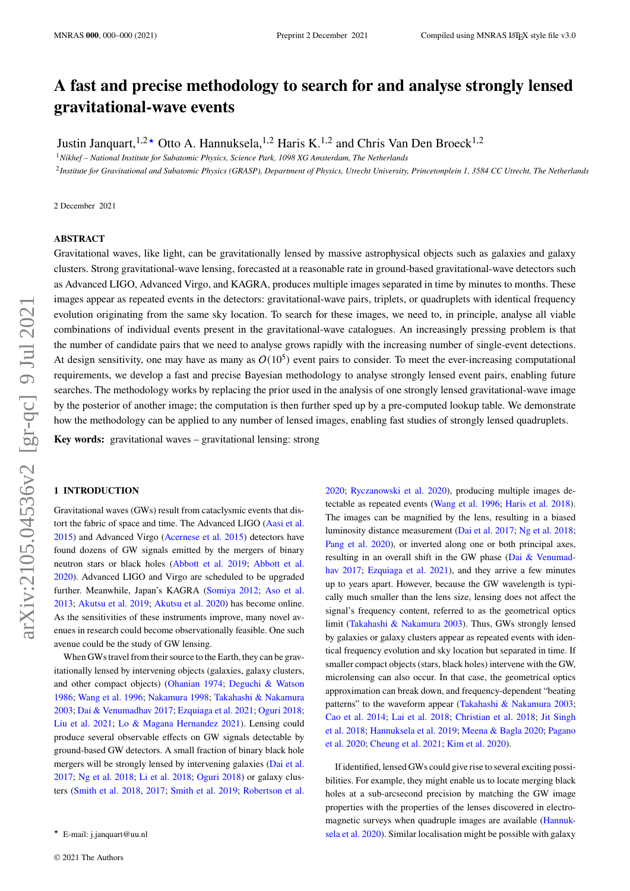# A fast and precise methodology to search for and analyse strongly lensed gravitational-wave events

Justin Janquart,[1,2]⋆ Otto A. Hannuksela,[1,2] Haris K.[1,2] and Chris Van Den Broeck[1,2]

[1] *Nikhef – National Institute for Subatomic Physics, Science Park, 1098 XG Amsterdam, The Netherlands*
[2] *Institute for Gravitational and Subatomic Physics (GRASP), Department of Physics, Utrecht University, Princetonplein 1, 3584 CC Utrecht, The Netherlands*

2 December 2021

## ABSTRACT

Gravitational waves, like light, can be gravitationally lensed by massive astrophysical objects such as galaxies and galaxy clusters. Strong gravitational-wave lensing, forecasted at a reasonable rate in ground-based gravitational-wave detectors such as Advanced LIGO, Advanced Virgo, and KAGRA, produces multiple images separated in time by minutes to months. These images appear as repeated events in the detectors: gravitational-wave pairs, triplets, or quadruplets with identical frequency evolution originating from the same sky location. To search for these images, we need to, in principle, analyse all viable combinations of individual events present in the gravitational-wave catalogues. An increasingly pressing problem is that the number of candidate pairs that we need to analyse grows rapidly with the increasing number of single-event detections. At design sensitivity, one may have as many as $O(10^5)$ event pairs to consider. To meet the ever-increasing computational requirements, we develop a fast and precise Bayesian methodology to analyse strongly lensed event pairs, enabling future searches. The methodology works by replacing the prior used in the analysis of one strongly lensed gravitational-wave image by the posterior of another image; the computation is then further sped up by a pre-computed lookup table. We demonstrate how the methodology can be applied to any number of lensed images, enabling fast studies of strongly lensed quadruplets.

**Key words:** gravitational waves – gravitational lensing: strong

## 1 INTRODUCTION

Gravitational waves (GWs) result from cataclysmic events that distort the fabric of space and time. The Advanced LIGO (Aasi et al. 2015) and Advanced Virgo (Acernese et al. 2015) detectors have found dozens of GW signals emitted by the mergers of binary neutron stars or black holes (Abbott et al. 2019; Abbott et al. 2020). Advanced LIGO and Virgo are scheduled to be upgraded further. Meanwhile, Japan's KAGRA (Somiya 2012; Aso et al. 2013; Akutsu et al. 2019; Akutsu et al. 2020) has become online. As the sensitivities of these instruments improve, many novel avenues in research could become observationally feasible. One such avenue could be the study of GW lensing.

When GWs travel from their source to the Earth, they can be gravitationally lensed by intervening objects (galaxies, galaxy clusters, and other compact objects) (Ohanian 1974; Deguchi & Watson 1986; Wang et al. 1996; Nakamura 1998; Takahashi & Nakamura 2003; Dai & Venumadhav 2017; Ezquiaga et al. 2021; Oguri 2018; Liu et al. 2021; Lo & Magana Hernandez 2021). Lensing could produce several observable effects on GW signals detectable by ground-based GW detectors. A small fraction of binary black hole mergers will be strongly lensed by intervening galaxies (Dai et al. 2017; Ng et al. 2018; Li et al. 2018; Oguri 2018) or galaxy clusters (Smith et al. 2018, 2017; Smith et al. 2019; Robertson et al. 2020; Ryczanowski et al. 2020), producing multiple images detectable as repeated events (Wang et al. 1996; Haris et al. 2018). The images can be magnified by the lens, resulting in a biased luminosity distance measurement (Dai et al. 2017; Ng et al. 2018; Pang et al. 2020), or inverted along one or both principal axes, resulting in an overall shift in the GW phase (Dai & Venumadhav 2017; Ezquiaga et al. 2021), and they arrive a few minutes up to years apart. However, because the GW wavelength is typically much smaller than the lens size, lensing does not affect the signal's frequency content, referred to as the geometrical optics limit (Takahashi & Nakamura 2003). Thus, GWs strongly lensed by galaxies or galaxy clusters appear as repeated events with identical frequency evolution and sky location but separated in time. If smaller compact objects (stars, black holes) intervene with the GW, microlensing can also occur. In that case, the geometrical optics approximation can break down, and frequency-dependent "beating patterns" to the waveform appear (Takahashi & Nakamura 2003; Cao et al. 2014; Lai et al. 2018; Christian et al. 2018; Jit Singh et al. 2018; Hannuksela et al. 2019; Meena & Bagla 2020; Pagano et al. 2020; Cheung et al. 2021; Kim et al. 2020).

If identified, lensed GWs could give rise to several exciting possibilities. For example, they might enable us to locate merging black holes at a sub-arcsecond precision by matching the GW image properties with the properties of the lenses discovered in electromagnetic surveys when quadruple images are available (Hannuksela et al. 2020). Similar localisation might be possible with galaxy

⋆ E-mail: j.janquart@uu.nl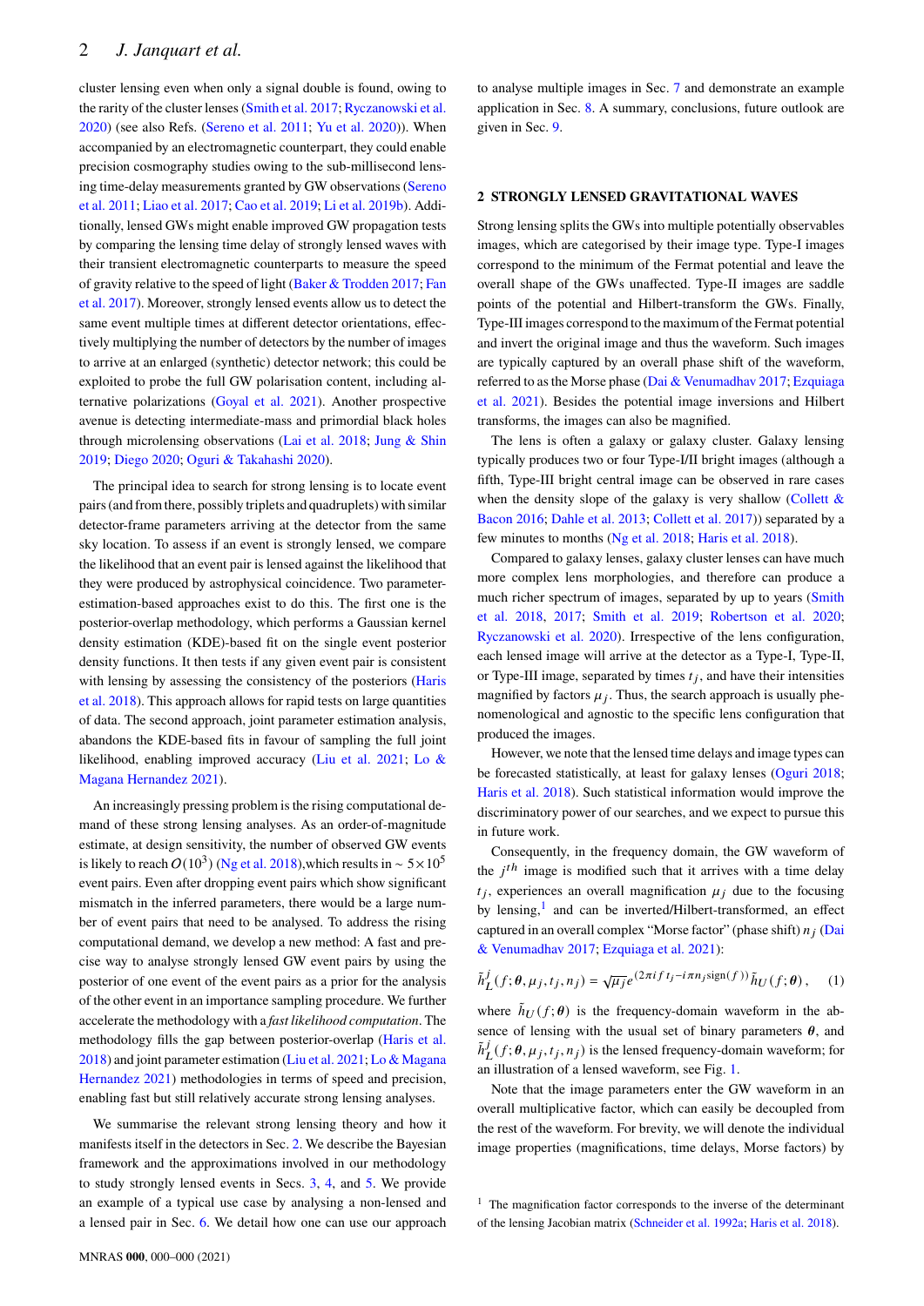cluster lensing even when only a signal double is found, owing to the rarity of the cluster lenses (Smith et al. 2017; Ryczanowski et al. 2020) (see also Refs. (Sereno et al. 2011; Yu et al. 2020)). When accompanied by an electromagnetic counterpart, they could enable precision cosmography studies owing to the sub-millisecond lensing time-delay measurements granted by GW observations (Sereno et al. 2011; Liao et al. 2017; Cao et al. 2019; Li et al. 2019b). Additionally, lensed GWs might enable improved GW propagation tests by comparing the lensing time delay of strongly lensed waves with their transient electromagnetic counterparts to measure the speed of gravity relative to the speed of light (Baker & Trodden 2017; Fan et al. 2017). Moreover, strongly lensed events allow us to detect the same event multiple times at different detector orientations, effectively multiplying the number of detectors by the number of images to arrive at an enlarged (synthetic) detector network; this could be exploited to probe the full GW polarisation content, including alternative polarizations (Goyal et al. 2021). Another prospective avenue is detecting intermediate-mass and primordial black holes through microlensing observations (Lai et al. 2018; Jung & Shin 2019; Diego 2020; Oguri & Takahashi 2020).

The principal idea to search for strong lensing is to locate event pairs (and from there, possibly triplets and quadruplets) with similar detector-frame parameters arriving at the detector from the same sky location. To assess if an event is strongly lensed, we compare the likelihood that an event pair is lensed against the likelihood that they were produced by astrophysical coincidence. Two parameter-estimation-based approaches exist to do this. The first one is the posterior-overlap methodology, which performs a Gaussian kernel density estimation (KDE)-based fit on the single event posterior density functions. It then tests if any given event pair is consistent with lensing by assessing the consistency of the posteriors (Haris et al. 2018). This approach allows for rapid tests on large quantities of data. The second approach, joint parameter estimation analysis, abandons the KDE-based fits in favour of sampling the full joint likelihood, enabling improved accuracy (Liu et al. 2021; Lo & Magana Hernandez 2021).

An increasingly pressing problem is the rising computational demand of these strong lensing analyses. As an order-of-magnitude estimate, at design sensitivity, the number of observed GW events is likely to reach $O(10^3)$ (Ng et al. 2018),which results in $\sim 5\times10^5$ event pairs. Even after dropping event pairs which show significant mismatch in the inferred parameters, there would be a large number of event pairs that need to be analysed. To address the rising computational demand, we develop a new method: A fast and precise way to analyse strongly lensed GW event pairs by using the posterior of one event of the event pairs as a prior for the analysis of the other event in an importance sampling procedure. We further accelerate the methodology with a *fast likelihood computation*. The methodology fills the gap between posterior-overlap (Haris et al. 2018) and joint parameter estimation (Liu et al. 2021; Lo & Magana Hernandez 2021) methodologies in terms of speed and precision, enabling fast but still relatively accurate strong lensing analyses.

We summarise the relevant strong lensing theory and how it manifests itself in the detectors in Sec. 2. We describe the Bayesian framework and the approximations involved in our methodology to study strongly lensed events in Secs. 3, 4, and 5. We provide an example of a typical use case by analysing a non-lensed and a lensed pair in Sec. 6. We detail how one can use our approach to analyse multiple images in Sec. 7 and demonstrate an example application in Sec. 8. A summary, conclusions, future outlook are given in Sec. 9.

## 2 STRONGLY LENSED GRAVITATIONAL WAVES

Strong lensing splits the GWs into multiple potentially observables images, which are categorised by their image type. Type-I images correspond to the minimum of the Fermat potential and leave the overall shape of the GWs unaffected. Type-II images are saddle points of the potential and Hilbert-transform the GWs. Finally, Type-III images correspond to the maximum of the Fermat potential and invert the original image and thus the waveform. Such images are typically captured by an overall phase shift of the waveform, referred to as the Morse phase (Dai & Venumadhav 2017; Ezquiaga et al. 2021). Besides the potential image inversions and Hilbert transforms, the images can also be magnified.

The lens is often a galaxy or galaxy cluster. Galaxy lensing typically produces two or four Type-I/II bright images (although a fifth, Type-III bright central image can be observed in rare cases when the density slope of the galaxy is very shallow (Collett & Bacon 2016; Dahle et al. 2013; Collett et al. 2017)) separated by a few minutes to months (Ng et al. 2018; Haris et al. 2018).

Compared to galaxy lenses, galaxy cluster lenses can have much more complex lens morphologies, and therefore can produce a much richer spectrum of images, separated by up to years (Smith et al. 2018, 2017; Smith et al. 2019; Robertson et al. 2020; Ryczanowski et al. 2020). Irrespective of the lens configuration, each lensed image will arrive at the detector as a Type-I, Type-II, or Type-III image, separated by times $t_j$, and have their intensities magnified by factors $\mu_j$. Thus, the search approach is usually phenomenological and agnostic to the specific lens configuration that produced the images.

However, we note that the lensed time delays and image types can be forecasted statistically, at least for galaxy lenses (Oguri 2018; Haris et al. 2018). Such statistical information would improve the discriminatory power of our searches, and we expect to pursue this in future work.

Consequently, in the frequency domain, the GW waveform of the $j^{th}$ image is modified such that it arrives with a time delay $t_j$, experiences an overall magnification $\mu_j$ due to the focusing by lensing,[1] and can be inverted/Hilbert-transformed, an effect captured in an overall complex "Morse factor" (phase shift) $n_j$ (Dai & Venumadhav 2017; Ezquiaga et al. 2021):

$$\tilde{h}_L^j(f;\boldsymbol{\theta},\mu_j,t_j,n_j) = \sqrt{\mu_j} e^{(2\pi i f t_j - i\pi n_j \mathrm{sign}(f))} \tilde{h}_U(f;\boldsymbol{\theta}) \,, \quad (1)$$

where $\tilde{h}_U(f;\boldsymbol{\theta})$ is the frequency-domain waveform in the absence of lensing with the usual set of binary parameters $\boldsymbol{\theta}$, and $\tilde{h}_L^j(f;\boldsymbol{\theta},\mu_j,t_j,n_j)$ is the lensed frequency-domain waveform; for an illustration of a lensed waveform, see Fig. 1.

Note that the image parameters enter the GW waveform in an overall multiplicative factor, which can easily be decoupled from the rest of the waveform. For brevity, we will denote the individual image properties (magnifications, time delays, Morse factors) by

[1] The magnification factor corresponds to the inverse of the determinant of the lensing Jacobian matrix (Schneider et al. 1992a; Haris et al. 2018).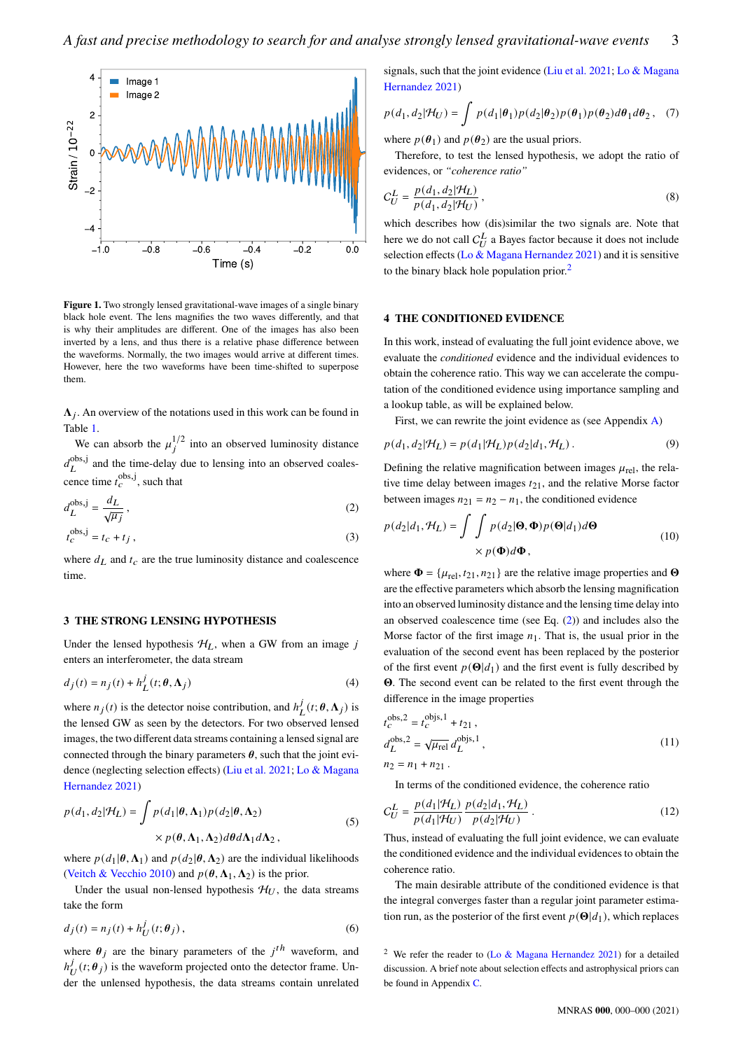**Figure 1.** Two strongly lensed gravitational-wave images of a single binary black hole event. The lens magnifies the two waves differently, and that is why their amplitudes are different. One of the images has also been inverted by a lens, and thus there is a relative phase difference between the waveforms. Normally, the two images would arrive at different times. However, here the two waveforms have been time-shifted to superpose them.

$\mathbf{\Lambda}_j$. An overview of the notations used in this work can be found in Table 1.

We can absorb the $\mu_j^{1/2}$ into an observed luminosity distance $d_L^{\mathrm{obs,j}}$ and the time-delay due to lensing into an observed coalescence time $t_c^{\mathrm{obs,j}}$, such that

$$d_L^{\mathrm{obs,j}} = \frac{d_L}{\sqrt{\mu_j}}, \tag{2}$$

$$t_c^{\mathrm{obs,j}} = t_c + t_j, \tag{3}$$

where $d_L$ and $t_c$ are the true luminosity distance and coalescence time.

## 3 THE STRONG LENSING HYPOTHESIS

Under the lensed hypothesis $\mathcal{H}_L$, when a GW from an image $j$ enters an interferometer, the data stream

$$d_j(t) = n_j(t) + h_L^j(t; \boldsymbol{\theta}, \mathbf{\Lambda}_j) \tag{4}$$

where $n_j(t)$ is the detector noise contribution, and $h_L^j(t; \boldsymbol{\theta}, \mathbf{\Lambda}_j)$ is the lensed GW as seen by the detectors. For two observed lensed images, the two different data streams containing a lensed signal are connected through the binary parameters $\boldsymbol{\theta}$, such that the joint evidence (neglecting selection effects) (Liu et al. 2021; Lo & Magana Hernandez 2021)

$$p(d_1, d_2|\mathcal{H}_L) = \int p(d_1|\boldsymbol{\theta}, \mathbf{\Lambda}_1) p(d_2|\boldsymbol{\theta}, \mathbf{\Lambda}_2) \times p(\boldsymbol{\theta}, \mathbf{\Lambda}_1, \mathbf{\Lambda}_2) d\boldsymbol{\theta} d\mathbf{\Lambda}_1 d\mathbf{\Lambda}_2, \tag{5}$$

where $p(d_1|\boldsymbol{\theta}, \mathbf{\Lambda}_1)$ and $p(d_2|\boldsymbol{\theta}, \mathbf{\Lambda}_2)$ are the individual likelihoods (Veitch & Vecchio 2010) and $p(\boldsymbol{\theta}, \mathbf{\Lambda}_1, \mathbf{\Lambda}_2)$ is the prior.

Under the usual non-lensed hypothesis $\mathcal{H}_U$, the data streams take the form

$$d_j(t) = n_j(t) + h_U^j(t; \boldsymbol{\theta}_j), \tag{6}$$

where $\boldsymbol{\theta}_j$ are the binary parameters of the $j^{th}$ waveform, and $h_U^j(t; \boldsymbol{\theta}_j)$ is the waveform projected onto the detector frame. Under the unlensed hypothesis, the data streams contain unrelated signals, such that the joint evidence (Liu et al. 2021; Lo & Magana Hernandez 2021)

$$p(d_1, d_2|\mathcal{H}_U) = \int p(d_1|\boldsymbol{\theta}_1) p(d_2|\boldsymbol{\theta}_2) p(\boldsymbol{\theta}_1) p(\boldsymbol{\theta}_2) d\boldsymbol{\theta}_1 d\boldsymbol{\theta}_2, \tag{7}$$

where $p(\boldsymbol{\theta}_1)$ and $p(\boldsymbol{\theta}_2)$ are the usual priors.

Therefore, to test the lensed hypothesis, we adopt the ratio of evidences, or *"coherence ratio"*

$$\mathcal{C}_U^L = \frac{p(d_1, d_2|\mathcal{H}_L)}{p(d_1, d_2|\mathcal{H}_U)}, \tag{8}$$

which describes how (dis)similar the two signals are. Note that here we do not call $\mathcal{C}_U^L$ a Bayes factor because it does not include selection effects (Lo & Magana Hernandez 2021) and it is sensitive to the binary black hole population prior.[2]

## 4 THE CONDITIONED EVIDENCE

In this work, instead of evaluating the full joint evidence above, we evaluate the *conditioned* evidence and the individual evidences to obtain the coherence ratio. This way we can accelerate the computation of the conditioned evidence using importance sampling and a lookup table, as will be explained below.

First, we can rewrite the joint evidence as (see Appendix A)

$$p(d_1, d_2|\mathcal{H}_L) = p(d_1|\mathcal{H}_L) p(d_2|d_1, \mathcal{H}_L). \tag{9}$$

Defining the relative magnification between images $\mu_{\mathrm{rel}}$, the relative time delay between images $t_{21}$, and the relative Morse factor between images $n_{21} = n_2 - n_1$, the conditioned evidence

$$p(d_2|d_1, \mathcal{H}_L) = \int \int p(d_2|\mathbf{\Theta}, \mathbf{\Phi}) p(\mathbf{\Theta}|d_1) d\mathbf{\Theta} \times p(\mathbf{\Phi}) d\mathbf{\Phi}, \tag{10}$$

where $\mathbf{\Phi} = \{\mu_{\mathrm{rel}}, t_{21}, n_{21}\}$ are the relative image properties and $\mathbf{\Theta}$ are the effective parameters which absorb the lensing magnification into an observed luminosity distance and the lensing time delay into an observed coalescence time (see Eq. (2)) and includes also the Morse factor of the first image $n_1$. That is, the usual prior in the evaluation of the second event has been replaced by the posterior of the first event $p(\mathbf{\Theta}|d_1)$ and the first event is fully described by $\mathbf{\Theta}$. The second event can be related to the first event through the difference in the image properties

$$t_c^{\mathrm{obs,2}} = t_c^{\mathrm{objs,1}} + t_{21},$$
$$d_L^{\mathrm{obs,2}} = \sqrt{\mu_{\mathrm{rel}}}\, d_L^{\mathrm{objs,1}}, \tag{11}$$
$$n_2 = n_1 + n_{21}.$$

In terms of the conditioned evidence, the coherence ratio

$$\mathcal{C}_U^L = \frac{p(d_1|\mathcal{H}_L)}{p(d_1|\mathcal{H}_U)} \frac{p(d_2|d_1, \mathcal{H}_L)}{p(d_2|\mathcal{H}_U)}. \tag{12}$$

Thus, instead of evaluating the full joint evidence, we can evaluate the conditioned evidence and the individual evidences to obtain the coherence ratio.

The main desirable attribute of the conditioned evidence is that the integral converges faster than a regular joint parameter estimation run, as the posterior of the first event $p(\mathbf{\Theta}|d_1)$, which replaces

[2] We refer the reader to (Lo & Magana Hernandez 2021) for a detailed discussion. A brief note about selection effects and astrophysical priors can be found in Appendix C.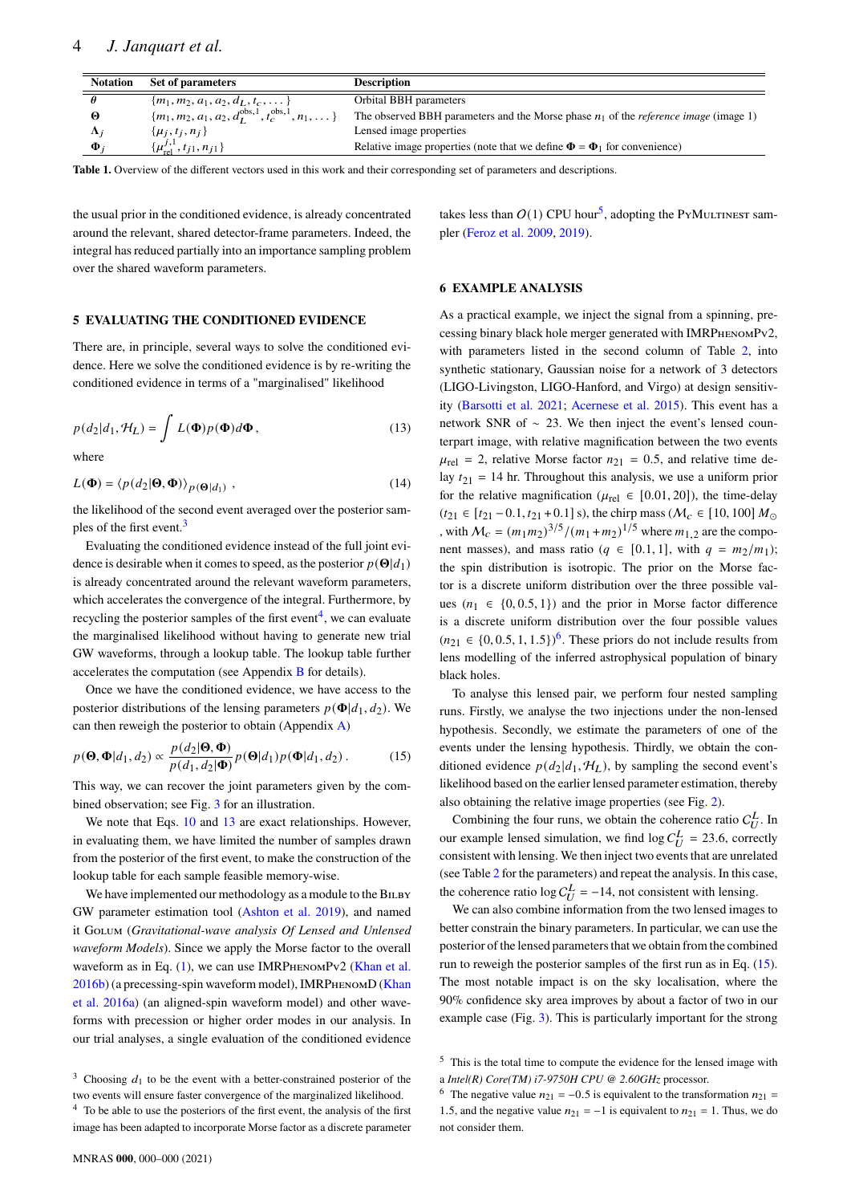| Notation | Set of parameters | Description |
|---|---|---|
| $\boldsymbol{\theta}$ | $\{m_1, m_2, a_1, a_2, d_L, t_c, \dots\}$ | Orbital BBH parameters |
| $\boldsymbol{\Theta}$ | $\{m_1, m_2, a_1, a_2, d_L^{\text{obs},1}, t_c^{\text{obs},1}, n_1, \dots\}$ | The observed BBH parameters and the Morse phase $n_1$ of the *reference image* (image 1) |
| $\boldsymbol{\Lambda}_j$ | $\{\mu_j, t_j, n_j\}$ | Lensed image properties |
| $\boldsymbol{\Phi}_j$ | $\{\mu_{\text{rel}}^{j,1}, t_{j1}, n_{j1}\}$ | Relative image properties (note that we define $\boldsymbol{\Phi} = \boldsymbol{\Phi}_1$ for convenience) |

**Table 1.** Overview of the different vectors used in this work and their corresponding set of parameters and descriptions.

the usual prior in the conditioned evidence, is already concentrated around the relevant, shared detector-frame parameters. Indeed, the integral has reduced partially into an importance sampling problem over the shared waveform parameters.

## 5 EVALUATING THE CONDITIONED EVIDENCE

There are, in principle, several ways to solve the conditioned evidence. Here we solve the conditioned evidence is by re-writing the conditioned evidence in terms of a "marginalised" likelihood

$$p(d_2|d_1, \mathcal{H}_L) = \int L(\boldsymbol{\Phi}) p(\boldsymbol{\Phi}) d\boldsymbol{\Phi}\,, \tag{13}$$

where

$$L(\boldsymbol{\Phi}) = \langle p(d_2|\boldsymbol{\Theta}, \boldsymbol{\Phi}) \rangle_{p(\boldsymbol{\Theta}|d_1)}\,, \tag{14}$$

the likelihood of the second event averaged over the posterior samples of the first event.[3]

Evaluating the conditioned evidence instead of the full joint evidence is desirable when it comes to speed, as the posterior $p(\boldsymbol{\Theta}|d_1)$ is already concentrated around the relevant waveform parameters, which accelerates the convergence of the integral. Furthermore, by recycling the posterior samples of the first event[4], we can evaluate the marginalised likelihood without having to generate new trial GW waveforms, through a lookup table. The lookup table further accelerates the computation (see Appendix B for details).

Once we have the conditioned evidence, we have access to the posterior distributions of the lensing parameters $p(\boldsymbol{\Phi}|d_1, d_2)$. We can then reweigh the posterior to obtain (Appendix A)

$$p(\boldsymbol{\Theta}, \boldsymbol{\Phi}|d_1, d_2) \propto \frac{p(d_2|\boldsymbol{\Theta}, \boldsymbol{\Phi})}{p(d_1, d_2|\boldsymbol{\Phi})} p(\boldsymbol{\Theta}|d_1) p(\boldsymbol{\Phi}|d_1, d_2)\,. \tag{15}$$

This way, we can recover the joint parameters given by the combined observation; see Fig. 3 for an illustration.

We note that Eqs. 10 and 13 are exact relationships. However, in evaluating them, we have limited the number of samples drawn from the posterior of the first event, to make the construction of the lookup table for each sample feasible memory-wise.

We have implemented our methodology as a module to the Bilby GW parameter estimation tool (Ashton et al. 2019), and named it Golum (*Gravitational-wave analysis Of Lensed and Unlensed waveform Models*). Since we apply the Morse factor to the overall waveform as in Eq. (1), we can use IMRPhenomPv2 (Khan et al. 2016b) (a precessing-spin waveform model), IMRPhenomD (Khan et al. 2016a) (an aligned-spin waveform model) and other waveforms with precession or higher order modes in our analysis. In our trial analyses, a single evaluation of the conditioned evidence takes less than $O(1)$ CPU hour[5], adopting the PyMultinest sampler (Feroz et al. 2009, 2019).

## 6 EXAMPLE ANALYSIS

As a practical example, we inject the signal from a spinning, precessing binary black hole merger generated with IMRPhenomPv2, with parameters listed in the second column of Table 2, into synthetic stationary, Gaussian noise for a network of 3 detectors (LIGO-Livingston, LIGO-Hanford, and Virgo) at design sensitivity (Barsotti et al. 2021; Acernese et al. 2015). This event has a network SNR of $\sim 23$. We then inject the event's lensed counterpart image, with relative magnification between the two events $\mu_{\text{rel}} = 2$, relative Morse factor $n_{21} = 0.5$, and relative time delay $t_{21} = 14$ hr. Throughout this analysis, we use a uniform prior for the relative magnification ($\mu_{\text{rel}} \in [0.01, 20]$), the time-delay ($t_{21} \in [t_{21} - 0.1, t_{21} + 0.1]$ s), the chirp mass ($\mathcal{M}_c \in [10, 100]\, M_\odot$, with $\mathcal{M}_c = (m_1 m_2)^{3/5}/(m_1 + m_2)^{1/5}$ where $m_{1,2}$ are the component masses), and mass ratio ($q \in [0.1, 1]$, with $q = m_2/m_1$); the spin distribution is isotropic. The prior on the Morse factor is a discrete uniform distribution over the three possible values ($n_1 \in \{0, 0.5, 1\}$) and the prior in Morse factor difference is a discrete uniform distribution over the four possible values ($n_{21} \in \{0, 0.5, 1, 1.5\}$)[6]. These priors do not include results from lens modelling of the inferred astrophysical population of binary black holes.

To analyse this lensed pair, we perform four nested sampling runs. Firstly, we analyse the two injections under the non-lensed hypothesis. Secondly, we estimate the parameters of one of the events under the lensing hypothesis. Thirdly, we obtain the conditioned evidence $p(d_2|d_1, \mathcal{H}_L)$, by sampling the second event's likelihood based on the earlier lensed parameter estimation, thereby also obtaining the relative image properties (see Fig. 2).

Combining the four runs, we obtain the coherence ratio $C_U^L$. In our example lensed simulation, we find $\log C_U^L = 23.6$, correctly consistent with lensing. We then inject two events that are unrelated (see Table 2 for the parameters) and repeat the analysis. In this case, the coherence ratio $\log C_U^L = -14$, not consistent with lensing.

We can also combine information from the two lensed images to better constrain the binary parameters. In particular, we can use the posterior of the lensed parameters that we obtain from the combined run to reweigh the posterior samples of the first run as in Eq. (15). The most notable impact is on the sky localisation, where the 90% confidence sky area improves by about a factor of two in our example case (Fig. 3). This is particularly important for the strong

[3] Choosing $d_1$ to be the event with a better-constrained posterior of the two events will ensure faster convergence of the marginalized likelihood.

[4] To be able to use the posteriors of the first event, the analysis of the first image has been adapted to incorporate Morse factor as a discrete parameter

[5] This is the total time to compute the evidence for the lensed image with a *Intel(R) Core(TM) i7-9750H CPU @ 2.60GHz* processor.

[6] The negative value $n_{21} = -0.5$ is equivalent to the transformation $n_{21} = 1.5$, and the negative value $n_{21} = -1$ is equivalent to $n_{21} = 1$. Thus, we do not consider them.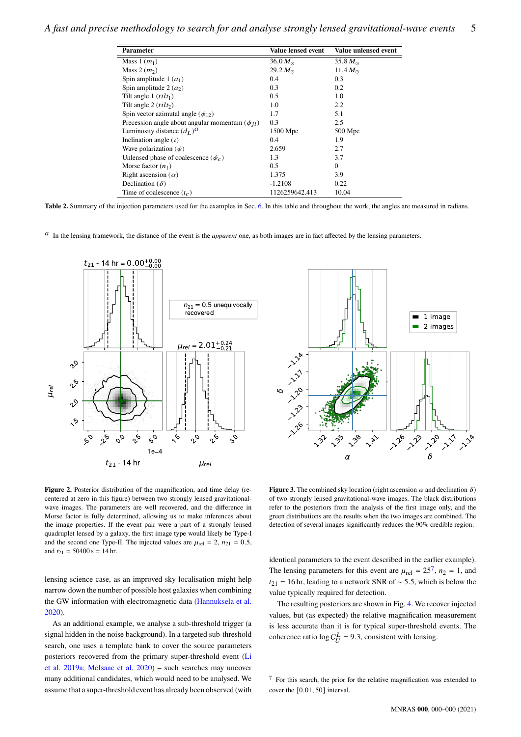| Parameter | Value lensed event | Value unlensed event |
|---|---|---|
| Mass 1 ($m_1$) | 36.0 $M_\odot$ | 35.8 $M_\odot$ |
| Mass 2 ($m_2$) | 29.2 $M_\odot$ | 11.4 $M_\odot$ |
| Spin amplitude 1 ($a_1$) | 0.4 | 0.3 |
| Spin amplitude 2 ($a_2$) | 0.3 | 0.2 |
| Tilt angle 1 ($tilt_1$) | 0.5 | 1.0 |
| Tilt angle 2 ($tilt_2$) | 1.0 | 2.2 |
| Spin vector azimutal angle ($\phi_{12}$) | 1.7 | 5.1 |
| Precession angle about angular momentum ($\phi_{jl}$) | 0.3 | 2.5 |
| Luminosity distance ($d_L$)[a] | 1500 Mpc | 500 Mpc |
| Inclination angle ($\iota$) | 0.4 | 1.9 |
| Wave polarization ($\psi$) | 2.659 | 2.7 |
| Unlensed phase of coalescence ($\phi_c$) | 1.3 | 3.7 |
| Morse factor ($n_1$) | 0.5 | 0 |
| Right ascension ($\alpha$) | 1.375 | 3.9 |
| Declination ($\delta$) | -1.2108 | 0.22 |
| Time of coalescence ($t_c$) | 1126259642.413 | 10.04 |

**Table 2.** Summary of the injection parameters used for the examples in Sec. 6. In this table and throughout the work, the angles are measured in radians.

[a] In the lensing framework, the distance of the event is the *apparent* one, as both images are in fact affected by the lensing parameters.

**Figure 2.** Posterior distribution of the magnification, and time delay (re-centered at zero in this figure) between two strongly lensed gravitational-wave images. The parameters are well recovered, and the difference in Morse factor is fully determined, allowing us to make inferences about the image properties. If the event pair were a part of a strongly lensed quadruplet lensed by a galaxy, the first image type would likely be Type-I and the second one Type-II. The injected values are $\mu_{\rm rel} = 2$, $n_{21} = 0.5$, and $t_{21} = 50400\,{\rm s} = 14\,{\rm hr}$.

**Figure 3.** The combined sky location (right ascension $\alpha$ and declination $\delta$) of two strongly lensed gravitational-wave images. The black distributions refer to the posteriors from the analysis of the first image only, and the green distributions are the results when the two images are combined. The detection of several images significantly reduces the 90% credible region.

lensing science case, as an improved sky localisation might help narrow down the number of possible host galaxies when combining the GW information with electromagnetic data (Hannuksela et al. 2020).

As an additional example, we analyse a sub-threshold trigger (a signal hidden in the noise background). In a targeted sub-threshold search, one uses a template bank to cover the source parameters posteriors recovered from the primary super-threshold event (Li et al. 2019a; McIsaac et al. 2020) – such searches may uncover many additional candidates, which would need to be analysed. We assume that a super-threshold event has already been observed (with identical parameters to the event described in the earlier example). The lensing parameters for this event are $\mu_{\rm rel} = 25$[7], $n_2 = 1$, and $t_{21} = 16\,{\rm hr}$, leading to a network SNR of $\sim 5.5$, which is below the value typically required for detection.

The resulting posteriors are shown in Fig. 4. We recover injected values, but (as expected) the relative magnification measurement is less accurate than it is for typical super-threshold events. The coherence ratio $\log \mathcal{C}^L_U = 9.3$, consistent with lensing.

[7] For this search, the prior for the relative magnification was extended to cover the [0.01, 50] interval.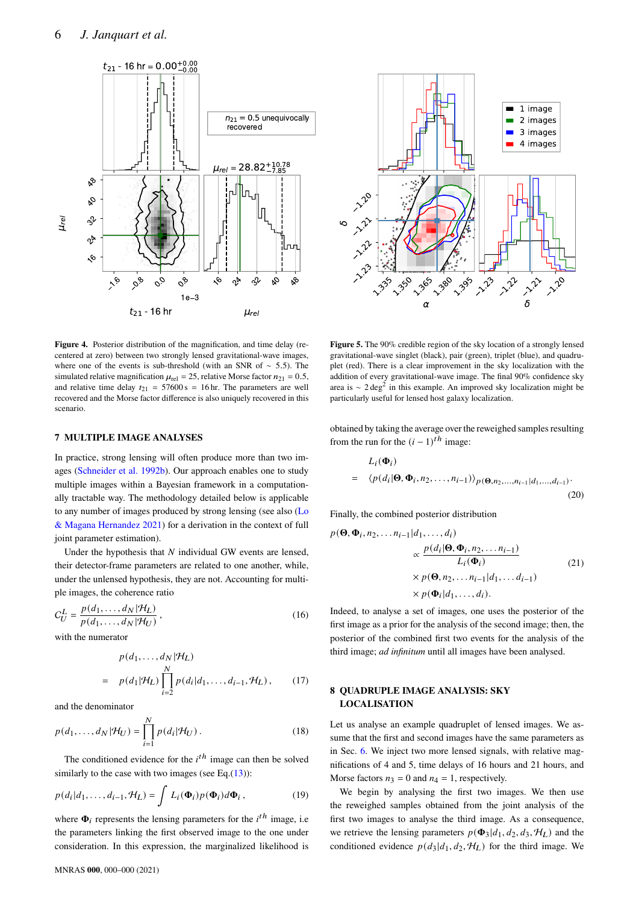**Figure 4.** Posterior distribution of the magnification, and time delay (re-centered at zero) between two strongly lensed gravitational-wave images, where one of the events is sub-threshold (with an SNR of ~ 5.5). The simulated relative magnification $\mu_{\rm rel} = 25$, relative Morse factor $n_{21} = 0.5$, and relative time delay $t_{21} = 57600\,$s $= 16\,$hr. The parameters are well recovered and the Morse factor difference is also uniquely recovered in this scenario.

**Figure 5.** The 90% credible region of the sky location of a strongly lensed gravitational-wave singlet (black), pair (green), triplet (blue), and quadruplet (red). There is a clear improvement in the sky localization with the addition of every gravitational-wave image. The final 90% confidence sky area is ~ 2 deg$^2$ in this example. An improved sky localization might be particularly useful for lensed host galaxy localization.

## 7 MULTIPLE IMAGE ANALYSES

In practice, strong lensing will often produce more than two images (Schneider et al. 1992b). Our approach enables one to study multiple images within a Bayesian framework in a computationally tractable way. The methodology detailed below is applicable to any number of images produced by strong lensing (see also (Lo & Magana Hernandez 2021) for a derivation in the context of full joint parameter estimation).

Under the hypothesis that $N$ individual GW events are lensed, their detector-frame parameters are related to one another, while, under the unlensed hypothesis, they are not. Accounting for multiple images, the coherence ratio

$$C_U^L = \frac{p(d_1, \ldots, d_N|\mathcal{H}_L)}{p(d_1, \ldots, d_N|\mathcal{H}_U)}, \tag{16}$$

with the numerator

$$p(d_1, \ldots, d_N|\mathcal{H}_L) = p(d_1|\mathcal{H}_L)\prod_{i=2}^{N} p(d_i|d_1, \ldots, d_{i-1}, \mathcal{H}_L), \tag{17}$$

and the denominator

$$p(d_1, \ldots, d_N|\mathcal{H}_U) = \prod_{i=1}^{N} p(d_i|\mathcal{H}_U). \tag{18}$$

The conditioned evidence for the $i^{th}$ image can then be solved similarly to the case with two images (see Eq.(13)):

$$p(d_i|d_1, \ldots, d_{i-1}, \mathcal{H}_L) = \int L_i(\mathbf{\Phi}_i)p(\mathbf{\Phi}_i)d\mathbf{\Phi}_i, \tag{19}$$

where $\mathbf{\Phi}_i$ represents the lensing parameters for the $i^{th}$ image, i.e the parameters linking the first observed image to the one under consideration. In this expression, the marginalized likelihood is obtained by taking the average over the reweighed samples resulting from the run for the $(i-1)^{th}$ image:

$$L_i(\mathbf{\Phi}_i) = \langle p(d_i|\mathbf{\Theta}, \mathbf{\Phi}_i, n_2, \ldots, n_{i-1})\rangle_{p(\mathbf{\Theta}, n_2, \ldots, n_{i-1}|d_1, \ldots, d_{i-1})}. \tag{20}$$

Finally, the combined posterior distribution

$$\begin{aligned} p(\mathbf{\Theta}, \mathbf{\Phi}_i, n_2, \ldots n_{i-1}|d_1, \ldots, d_i) &\propto \frac{p(d_i|\mathbf{\Theta}, \mathbf{\Phi}_i, n_2, \ldots n_{i-1})}{L_i(\mathbf{\Phi}_i)} \\ &\times p(\mathbf{\Theta}, n_2, \ldots n_{i-1}|d_1, \ldots d_{i-1}) \\ &\times p(\mathbf{\Phi}_i|d_1, \ldots, d_i). \end{aligned} \tag{21}$$

Indeed, to analyse a set of images, one uses the posterior of the first image as a prior for the analysis of the second image; then, the posterior of the combined first two events for the analysis of the third image; *ad infinitum* until all images have been analysed.

## 8 QUADRUPLE IMAGE ANALYSIS: SKY LOCALISATION

Let us analyse an example quadruplet of lensed images. We assume that the first and second images have the same parameters as in Sec. 6. We inject two more lensed signals, with relative magnifications of 4 and 5, time delays of 16 hours and 21 hours, and Morse factors $n_3 = 0$ and $n_4 = 1$, respectively.

We begin by analysing the first two images. We then use the reweighed samples obtained from the joint analysis of the first two images to analyse the third image. As a consequence, we retrieve the lensing parameters $p(\mathbf{\Phi}_3|d_1, d_2, d_3, \mathcal{H}_L)$ and the conditioned evidence $p(d_3|d_1, d_2, \mathcal{H}_L)$ for the third image. We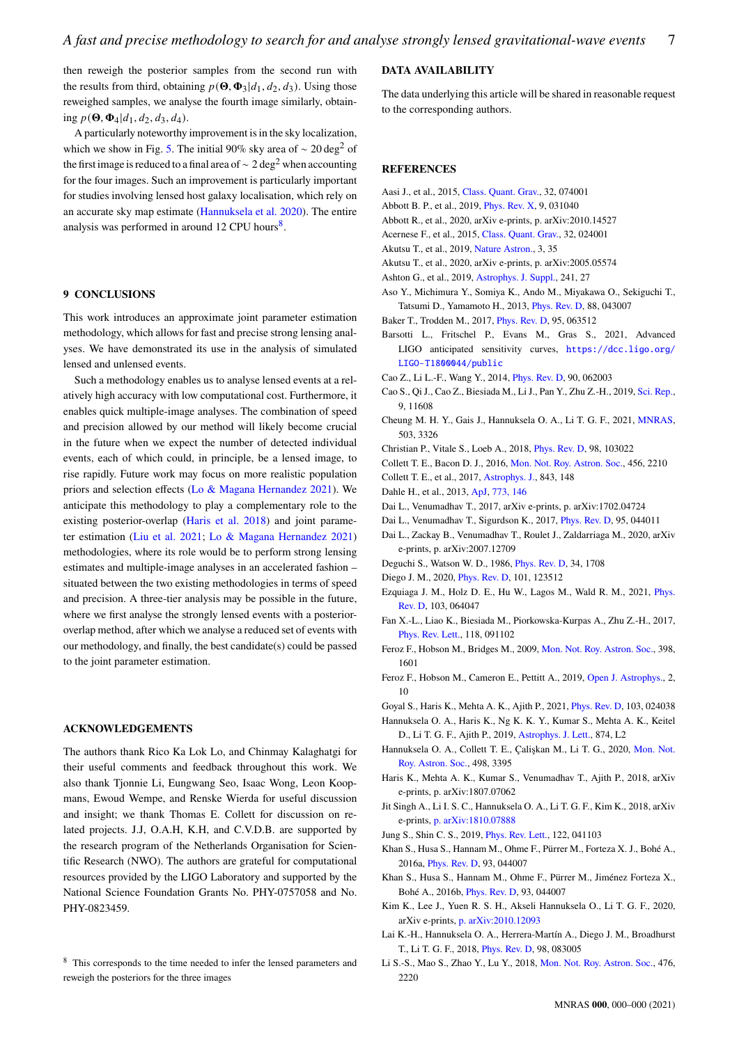then reweight the posterior samples from the second run with the results from third, obtaining $p(\mathbf{\Theta}, \mathbf{\Phi}_3 | d_1, d_2, d_3)$. Using those reweighed samples, we analyse the fourth image similarly, obtaining $p(\mathbf{\Theta}, \mathbf{\Phi}_4 | d_1, d_2, d_3, d_4)$.

A particularly noteworthy improvement is in the sky localization, which we show in Fig. 5. The initial 90% sky area of $\sim 20\,\text{deg}^2$ of the first image is reduced to a final area of $\sim 2\,\text{deg}^2$ when accounting for the four images. Such an improvement is particularly important for studies involving lensed host galaxy localisation, which rely on an accurate sky map estimate (Hannuksela et al. 2020). The entire analysis was performed in around 12 CPU hours[8].

## 9 CONCLUSIONS

This work introduces an approximate joint parameter estimation methodology, which allows for fast and precise strong lensing analyses. We have demonstrated its use in the analysis of simulated lensed and unlensed events.

Such a methodology enables us to analyse lensed events at a relatively high accuracy with low computational cost. Furthermore, it enables quick multiple-image analyses. The combination of speed and precision allowed by our method will likely become crucial in the future when we expect the number of detected individual events, each of which could, in principle, be a lensed image, to rise rapidly. Future work may focus on more realistic population priors and selection effects (Lo & Magana Hernandez 2021). We anticipate this methodology to play a complementary role to the existing posterior-overlap (Haris et al. 2018) and joint parameter estimation (Liu et al. 2021; Lo & Magana Hernandez 2021) methodologies, where its role would be to perform strong lensing estimates and multiple-image analyses in an accelerated fashion – situated between the two existing methodologies in terms of speed and precision. A three-tier analysis may be possible in the future, where we first analyse the strongly lensed events with a posterior-overlap method, after which we analyse a reduced set of events with our methodology, and finally, the best candidate(s) could be passed to the joint parameter estimation.

## ACKNOWLEDGEMENTS

The authors thank Rico Ka Lok Lo, and Chinmay Kalaghatgi for their useful comments and feedback throughout this work. We also thank Tjonnie Li, Eungwang Seo, Isaac Wong, Leon Koopmans, Ewoud Wempe, and Renske Wierda for useful discussion and insight; we thank Thomas E. Collett for discussion on related projects. J.J, O.A.H, K.H, and C.V.D.B. are supported by the research program of the Netherlands Organisation for Scientific Research (NWO). The authors are grateful for computational resources provided by the LIGO Laboratory and supported by the National Science Foundation Grants No. PHY-0757058 and No. PHY-0823459.

[8] This corresponds to the time needed to infer the lensed parameters and reweigh the posteriors for the three images

## DATA AVAILABILITY

The data underlying this article will be shared in reasonable request to the corresponding authors.

## REFERENCES

Aasi J., et al., 2015, Class. Quant. Grav., 32, 074001
Abbott B. P., et al., 2019, Phys. Rev. X, 9, 031040
Abbott R., et al., 2020, arXiv e-prints, p. arXiv:2010.14527
Acernese F., et al., 2015, Class. Quant. Grav., 32, 024001
Akutsu T., et al., 2019, Nature Astron., 3, 35
Akutsu T., et al., 2020, arXiv e-prints, p. arXiv:2005.05574
Ashton G., et al., 2019, Astrophys. J. Suppl., 241, 27
Aso Y., Michimura Y., Somiya K., Ando M., Miyakawa O., Sekiguchi T., Tatsumi D., Yamamoto H., 2013, Phys. Rev. D, 88, 043007
Baker T., Trodden M., 2017, Phys. Rev. D, 95, 063512
Barsotti L., Fritschel P., Evans M., Gras S., 2021, Advanced LIGO anticipated sensitivity curves, https://dcc.ligo.org/LIGO-T1800044/public
Cao Z., Li L.-F., Wang Y., 2014, Phys. Rev. D, 90, 062003
Cao S., Qi J., Cao Z., Biesiada M., Li J., Pan Y., Zhu Z.-H., 2019, Sci. Rep., 9, 11608
Cheung M. H. Y., Gais J., Hannuksela O. A., Li T. G. F., 2021, MNRAS, 503, 3326
Christian P., Vitale S., Loeb A., 2018, Phys. Rev. D, 98, 103022
Collett T. E., Bacon D. J., 2016, Mon. Not. Roy. Astron. Soc., 456, 2210
Collett T. E., et al., 2017, Astrophys. J., 843, 148
Dahle H., et al., 2013, ApJ, 773, 146
Dai L., Venumadhav T., 2017, arXiv e-prints, p. arXiv:1702.04724
Dai L., Venumadhav T., Sigurdson K., 2017, Phys. Rev. D, 95, 044011
Dai L., Zackay B., Venumadhav T., Roulet J., Zaldarriaga M., 2020, arXiv e-prints, p. arXiv:2007.12709
Deguchi S., Watson W. D., 1986, Phys. Rev. D, 34, 1708
Diego J. M., 2020, Phys. Rev. D, 101, 123512
Ezquiaga J. M., Holz D. E., Hu W., Lagos M., Wald R. M., 2021, Phys. Rev. D, 103, 064047
Fan X.-L., Liao K., Biesiada M., Piorkowska-Kurpas A., Zhu Z.-H., 2017, Phys. Rev. Lett., 118, 091102
Feroz F., Hobson M., Bridges M., 2009, Mon. Not. Roy. Astron. Soc., 398, 1601
Feroz F., Hobson M., Cameron E., Pettitt A., 2019, Open J. Astrophys., 2, 10
Goyal S., Haris K., Mehta A. K., Ajith P., 2021, Phys. Rev. D, 103, 024038
Hannuksela O. A., Haris K., Ng K. K. Y., Kumar S., Mehta A. K., Keitel D., Li T. G. F., Ajith P., 2019, Astrophys. J. Lett., 874, L2
Hannuksela O. A., Collett T. E., Çalişkan M., Li T. G., 2020, Mon. Not. Roy. Astron. Soc., 498, 3395
Haris K., Mehta A. K., Kumar S., Venumadhav T., Ajith P., 2018, arXiv e-prints, p. arXiv:1807.07062
Jit Singh A., Li I. S. C., Hannuksela O. A., Li T. G. F., Kim K., 2018, arXiv e-prints, p. arXiv:1810.07888
Jung S., Shin C. S., 2019, Phys. Rev. Lett., 122, 041103
Khan S., Husa S., Hannam M., Ohme F., Pürrer M., Forteza X. J., Bohé A., 2016a, Phys. Rev. D, 93, 044007
Khan S., Husa S., Hannam M., Ohme F., Pürrer M., Jiménez Forteza X., Bohé A., 2016b, Phys. Rev. D, 93, 044007
Kim K., Lee J., Yuen R. S. H., Akseli Hannuksela O., Li T. G. F., 2020, arXiv e-prints, p. arXiv:2010.12093
Lai K.-H., Hannuksela O. A., Herrera-Martín A., Diego J. M., Broadhurst T., Li T. G. F., 2018, Phys. Rev. D, 98, 083005
Li S.-S., Mao S., Zhao Y., Lu Y., 2018, Mon. Not. Roy. Astron. Soc., 476, 2220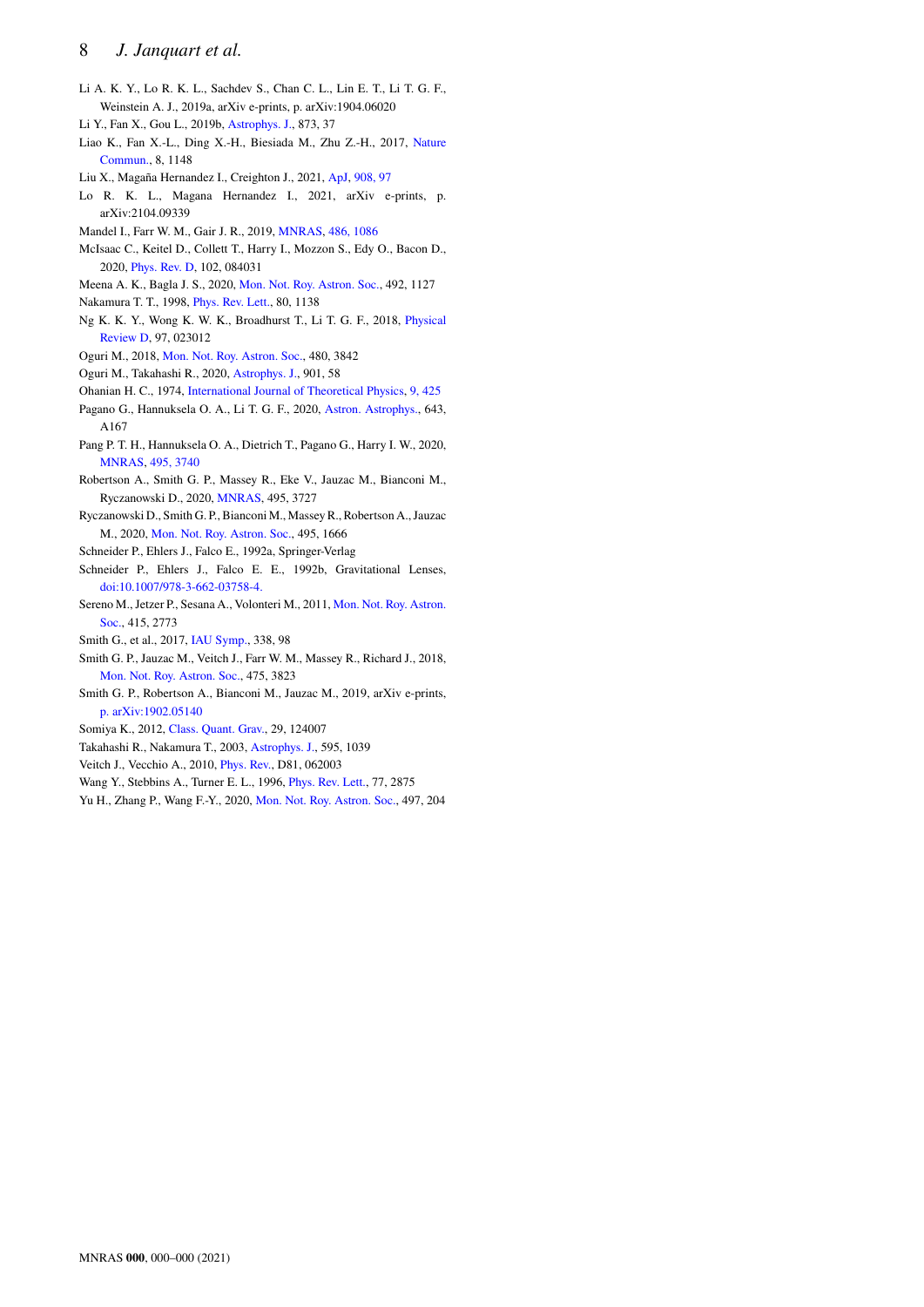Li A. K. Y., Lo R. K. L., Sachdev S., Chan C. L., Lin E. T., Li T. G. F., Weinstein A. J., 2019a, arXiv e-prints, p. arXiv:1904.06020

Li Y., Fan X., Gou L., 2019b, Astrophys. J., 873, 37

Liao K., Fan X.-L., Ding X.-H., Biesiada M., Zhu Z.-H., 2017, Nature Commun., 8, 1148

Liu X., Magaña Hernandez I., Creighton J., 2021, ApJ, 908, 97

Lo R. K. L., Magana Hernandez I., 2021, arXiv e-prints, p. arXiv:2104.09339

Mandel I., Farr W. M., Gair J. R., 2019, MNRAS, 486, 1086

McIsaac C., Keitel D., Collett T., Harry I., Mozzon S., Edy O., Bacon D., 2020, Phys. Rev. D, 102, 084031

Meena A. K., Bagla J. S., 2020, Mon. Not. Roy. Astron. Soc., 492, 1127

Nakamura T. T., 1998, Phys. Rev. Lett., 80, 1138

Ng K. K. Y., Wong K. W. K., Broadhurst T., Li T. G. F., 2018, Physical Review D, 97, 023012

Oguri M., 2018, Mon. Not. Roy. Astron. Soc., 480, 3842

Oguri M., Takahashi R., 2020, Astrophys. J., 901, 58

Ohanian H. C., 1974, International Journal of Theoretical Physics, 9, 425

Pagano G., Hannuksela O. A., Li T. G. F., 2020, Astron. Astrophys., 643, A167

Pang P. T. H., Hannuksela O. A., Dietrich T., Pagano G., Harry I. W., 2020, MNRAS, 495, 3740

Robertson A., Smith G. P., Massey R., Eke V., Jauzac M., Bianconi M., Ryczanowski D., 2020, MNRAS, 495, 3727

Ryczanowski D., Smith G. P., Bianconi M., Massey R., Robertson A., Jauzac M., 2020, Mon. Not. Roy. Astron. Soc., 495, 1666

Schneider P., Ehlers J., Falco E., 1992a, Springer-Verlag

Schneider P., Ehlers J., Falco E. E., 1992b, Gravitational Lenses, doi:10.1007/978-3-662-03758-4.

Sereno M., Jetzer P., Sesana A., Volonteri M., 2011, Mon. Not. Roy. Astron. Soc., 415, 2773

Smith G., et al., 2017, IAU Symp., 338, 98

Smith G. P., Jauzac M., Veitch J., Farr W. M., Massey R., Richard J., 2018, Mon. Not. Roy. Astron. Soc., 475, 3823

Smith G. P., Robertson A., Bianconi M., Jauzac M., 2019, arXiv e-prints, p. arXiv:1902.05140

Somiya K., 2012, Class. Quant. Grav., 29, 124007

Takahashi R., Nakamura T., 2003, Astrophys. J., 595, 1039

Veitch J., Vecchio A., 2010, Phys. Rev., D81, 062003

Wang Y., Stebbins A., Turner E. L., 1996, Phys. Rev. Lett., 77, 2875

Yu H., Zhang P., Wang F.-Y., 2020, Mon. Not. Roy. Astron. Soc., 497, 204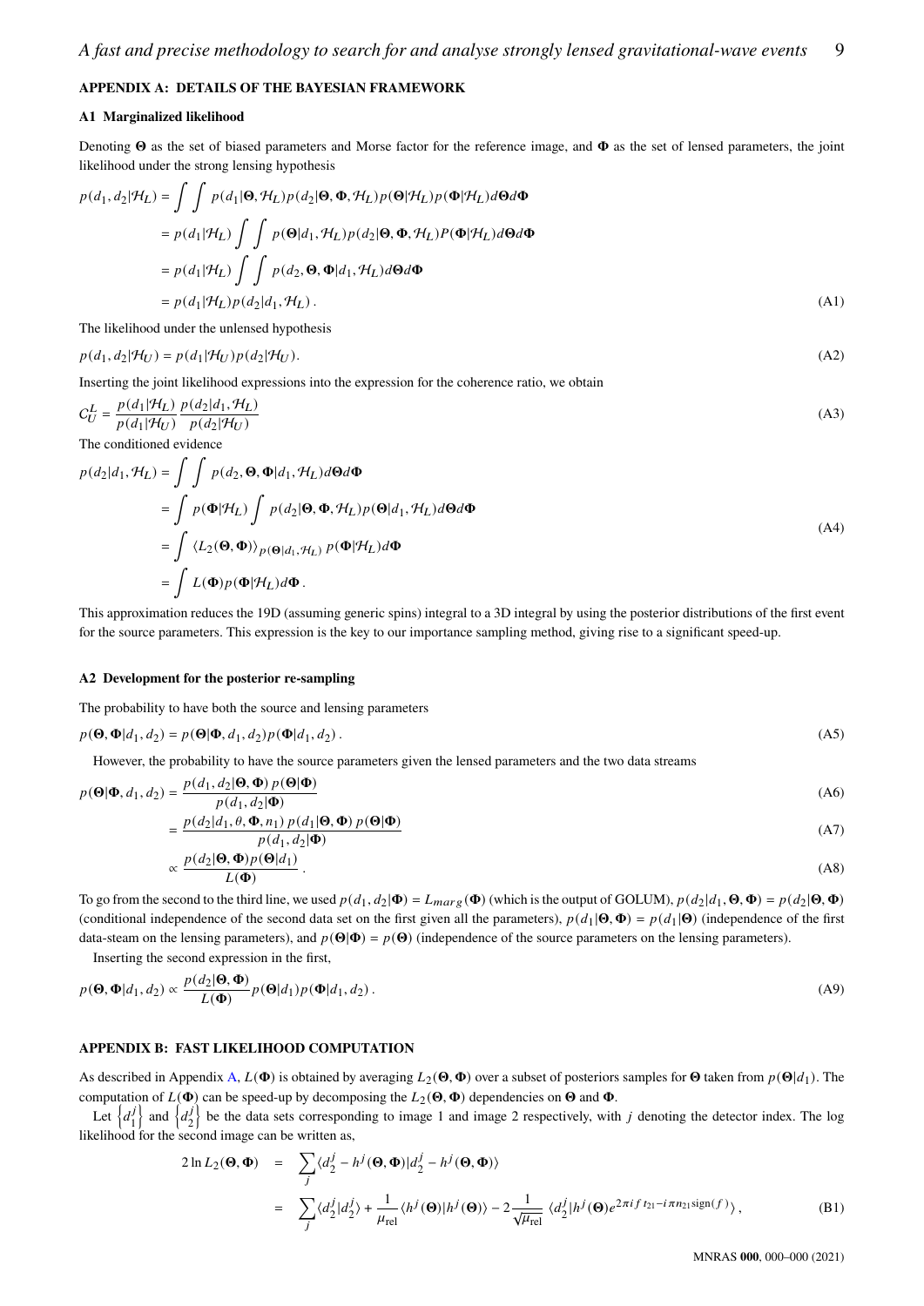## APPENDIX A: DETAILS OF THE BAYESIAN FRAMEWORK

### A1 Marginalized likelihood

Denoting $\mathbf{\Theta}$ as the set of biased parameters and Morse factor for the reference image, and $\mathbf{\Phi}$ as the set of lensed parameters, the joint likelihood under the strong lensing hypothesis

$$
\begin{aligned}
p(d_1, d_2|\mathcal{H}_L) &= \int\int p(d_1|\mathbf{\Theta}, \mathcal{H}_L) p(d_2|\mathbf{\Theta}, \mathbf{\Phi}, \mathcal{H}_L) p(\mathbf{\Theta}|\mathcal{H}_L) p(\mathbf{\Phi}|\mathcal{H}_L) d\mathbf{\Theta} d\mathbf{\Phi} \\
&= p(d_1|\mathcal{H}_L) \int\int p(\mathbf{\Theta}|d_1, \mathcal{H}_L) p(d_2|\mathbf{\Theta}, \mathbf{\Phi}, \mathcal{H}_L) P(\mathbf{\Phi}|\mathcal{H}_L) d\mathbf{\Theta} d\mathbf{\Phi} \\
&= p(d_1|\mathcal{H}_L) \int\int p(d_2, \mathbf{\Theta}, \mathbf{\Phi}|d_1, \mathcal{H}_L) d\mathbf{\Theta} d\mathbf{\Phi} \\
&= p(d_1|\mathcal{H}_L) p(d_2|d_1, \mathcal{H}_L) \,.
\end{aligned} \tag{A1}
$$

The likelihood under the unlensed hypothesis

$$
p(d_1, d_2|\mathcal{H}_U) = p(d_1|\mathcal{H}_U) p(d_2|\mathcal{H}_U). \tag{A2}
$$

Inserting the joint likelihood expressions into the expression for the coherence ratio, we obtain

$$
C_U^L = \frac{p(d_1|\mathcal{H}_L)}{p(d_1|\mathcal{H}_U)} \frac{p(d_2|d_1, \mathcal{H}_L)}{p(d_2|\mathcal{H}_U)} \tag{A3}
$$

The conditioned evidence

$$
\begin{aligned}
p(d_2|d_1, \mathcal{H}_L) &= \int\int p(d_2, \mathbf{\Theta}, \mathbf{\Phi}|d_1, \mathcal{H}_L) d\mathbf{\Theta} d\mathbf{\Phi} \\
&= \int p(\mathbf{\Phi}|\mathcal{H}_L) \int p(d_2|\mathbf{\Theta}, \mathbf{\Phi}, \mathcal{H}_L) p(\mathbf{\Theta}|d_1, \mathcal{H}_L) d\mathbf{\Theta} d\mathbf{\Phi} \\
&= \int \langle L_2(\mathbf{\Theta}, \mathbf{\Phi}) \rangle_{p(\mathbf{\Theta}|d_1, \mathcal{H}_L)} \, p(\mathbf{\Phi}|\mathcal{H}_L) d\mathbf{\Phi} \\
&= \int L(\mathbf{\Phi}) p(\mathbf{\Phi}|\mathcal{H}_L) d\mathbf{\Phi} \,.
\end{aligned} \tag{A4}
$$

This approximation reduces the 19D (assuming generic spins) integral to a 3D integral by using the posterior distributions of the first event for the source parameters. This expression is the key to our importance sampling method, giving rise to a significant speed-up.

### A2 Development for the posterior re-sampling

The probability to have both the source and lensing parameters

$$
p(\mathbf{\Theta}, \mathbf{\Phi}|d_1, d_2) = p(\mathbf{\Theta}|\mathbf{\Phi}, d_1, d_2) p(\mathbf{\Phi}|d_1, d_2) \,. \tag{A5}
$$

However, the probability to have the source parameters given the lensed parameters and the two data streams

$$
p(\mathbf{\Theta}|\mathbf{\Phi}, d_1, d_2) = \frac{p(d_1, d_2|\mathbf{\Theta}, \mathbf{\Phi}) \, p(\mathbf{\Theta}|\mathbf{\Phi})}{p(d_1, d_2|\mathbf{\Phi})} \tag{A6}
$$

$$
= \frac{p(d_2|d_1, \theta, \mathbf{\Phi}, n_1) \, p(d_1|\mathbf{\Theta}, \mathbf{\Phi}) \, p(\mathbf{\Theta}|\mathbf{\Phi})}{p(d_1, d_2|\mathbf{\Phi})} \tag{A7}
$$

$$
\propto \frac{p(d_2|\mathbf{\Theta}, \mathbf{\Phi}) p(\mathbf{\Theta}|d_1)}{L(\mathbf{\Phi})} \,. \tag{A8}
$$

To go from the second to the third line, we used $p(d_1, d_2|\mathbf{\Phi}) = L_{marg}(\mathbf{\Phi})$ (which is the output of GOLUM), $p(d_2|d_1, \mathbf{\Theta}, \mathbf{\Phi}) = p(d_2|\mathbf{\Theta}, \mathbf{\Phi})$ (conditional independence of the second data set on the first given all the parameters), $p(d_1|\mathbf{\Theta}, \mathbf{\Phi}) = p(d_1|\mathbf{\Theta})$ (independence of the first data-steam on the lensing parameters), and $p(\mathbf{\Theta}|\mathbf{\Phi}) = p(\mathbf{\Theta})$ (independence of the source parameters on the lensing parameters).

Inserting the second expression in the first,

$$
p(\mathbf{\Theta}, \mathbf{\Phi}|d_1, d_2) \propto \frac{p(d_2|\mathbf{\Theta}, \mathbf{\Phi})}{L(\mathbf{\Phi})} p(\mathbf{\Theta}|d_1) p(\mathbf{\Phi}|d_1, d_2) \,. \tag{A9}
$$

## APPENDIX B: FAST LIKELIHOOD COMPUTATION

As described in Appendix A, $L(\mathbf{\Phi})$ is obtained by averaging $L_2(\mathbf{\Theta}, \mathbf{\Phi})$ over a subset of posteriors samples for $\mathbf{\Theta}$ taken from $p(\mathbf{\Theta}|d_1)$. The computation of $L(\mathbf{\Phi})$ can be speed-up by decomposing the $L_2(\mathbf{\Theta}, \mathbf{\Phi})$ dependencies on $\mathbf{\Theta}$ and $\mathbf{\Phi}$.

Let $\left\{d_1^j\right\}$ and $\left\{d_2^j\right\}$ be the data sets corresponding to image 1 and image 2 respectively, with $j$ denoting the detector index. The log likelihood for the second image can be written as,

$$
\begin{aligned}
2 \ln L_2(\mathbf{\Theta}, \mathbf{\Phi}) &= \sum_j \langle d_2^j - h^j(\mathbf{\Theta}, \mathbf{\Phi}) | d_2^j - h^j(\mathbf{\Theta}, \mathbf{\Phi}) \rangle \\
&= \sum_j \langle d_2^j | d_2^j \rangle + \frac{1}{\mu_{\rm rel}} \langle h^j(\mathbf{\Theta}) | h^j(\mathbf{\Theta}) \rangle - 2 \frac{1}{\sqrt{\mu_{\rm rel}}} \, \langle d_2^j | h^j(\mathbf{\Theta}) e^{2\pi i f t_{21} - i\pi n_{21} {\rm sign}(f)} \rangle \,,
\end{aligned} \tag{B1}
$$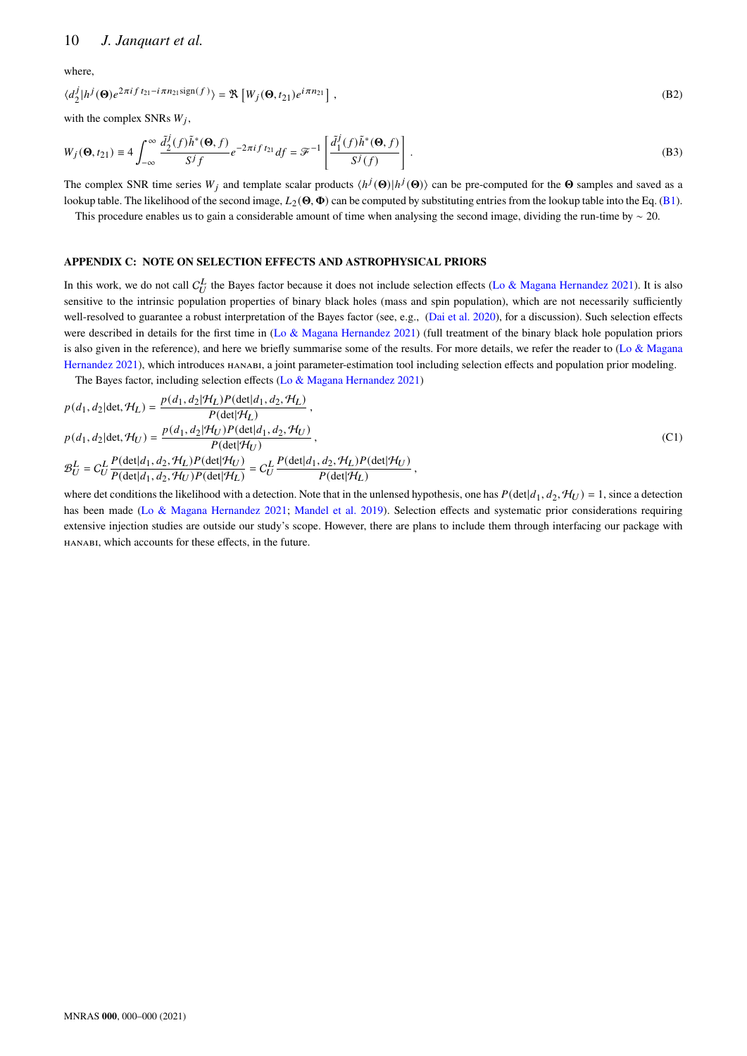where,

$$\langle d_2^j | h^j(\mathbf{\Theta}) e^{2\pi i f t_{21} - i\pi n_{21} \mathrm{sign}(f)} \rangle = \Re \left[ W_j(\mathbf{\Theta}, t_{21}) e^{i\pi n_{21}} \right] , \tag{B2}$$

with the complex SNRs $W_j$,

$$W_j(\mathbf{\Theta}, t_{21}) \equiv 4 \int_{-\infty}^{\infty} \frac{\tilde{d}_2^j(f) \tilde{h}^*(\mathbf{\Theta}, f)}{S^j f} e^{-2\pi i f t_{21}} df = \mathscr{F}^{-1} \left[ \frac{\tilde{d}_1^j(f) \tilde{h}^*(\mathbf{\Theta}, f)}{S^j(f)} \right] . \tag{B3}$$

The complex SNR time series $W_j$ and template scalar products $\langle h^j(\mathbf{\Theta}) | h^j(\mathbf{\Theta}) \rangle$ can be pre-computed for the $\mathbf{\Theta}$ samples and saved as a lookup table. The likelihood of the second image, $L_2(\mathbf{\Theta}, \mathbf{\Phi})$ can be computed by substituting entries from the lookup table into the Eq. (B1).

This procedure enables us to gain a considerable amount of time when analysing the second image, dividing the run-time by $\sim 20$.

## APPENDIX C: NOTE ON SELECTION EFFECTS AND ASTROPHYSICAL PRIORS

In this work, we do not call $C_U^L$ the Bayes factor because it does not include selection effects (Lo & Magana Hernandez 2021). It is also sensitive to the intrinsic population properties of binary black holes (mass and spin population), which are not necessarily sufficiently well-resolved to guarantee a robust interpretation of the Bayes factor (see, e.g., (Dai et al. 2020), for a discussion). Such selection effects were described in details for the first time in (Lo & Magana Hernandez 2021) (full treatment of the binary black hole population priors is also given in the reference), and here we briefly summarise some of the results. For more details, we refer the reader to (Lo & Magana Hernandez 2021), which introduces HANABI, a joint parameter-estimation tool including selection effects and population prior modeling.

The Bayes factor, including selection effects (Lo & Magana Hernandez 2021)

$$\begin{aligned}
p(d_1, d_2 | \mathrm{det}, \mathcal{H}_L) &= \frac{p(d_1, d_2 | \mathcal{H}_L) P(\mathrm{det} | d_1, d_2, \mathcal{H}_L)}{P(\mathrm{det} | \mathcal{H}_L)} , \\
p(d_1, d_2 | \mathrm{det}, \mathcal{H}_U) &= \frac{p(d_1, d_2 | \mathcal{H}_U) P(\mathrm{det} | d_1, d_2, \mathcal{H}_U)}{P(\mathrm{det} | \mathcal{H}_U)} , \\
\mathcal{B}_U^L &= C_U^L \frac{P(\mathrm{det} | d_1, d_2, \mathcal{H}_L) P(\mathrm{det} | \mathcal{H}_U)}{P(\mathrm{det} | d_1, d_2, \mathcal{H}_U) P(\mathrm{det} | \mathcal{H}_L)} = C_U^L \frac{P(\mathrm{det} | d_1, d_2, \mathcal{H}_L) P(\mathrm{det} | \mathcal{H}_U)}{P(\mathrm{det} | \mathcal{H}_L)} ,
\end{aligned} \tag{C1}$$

where det conditions the likelihood with a detection. Note that in the unlensed hypothesis, one has $P(\mathrm{det} | d_1, d_2, \mathcal{H}_U) = 1$, since a detection has been made (Lo & Magana Hernandez 2021; Mandel et al. 2019). Selection effects and systematic prior considerations requiring extensive injection studies are outside our study's scope. However, there are plans to include them through interfacing our package with HANABI, which accounts for these effects, in the future.